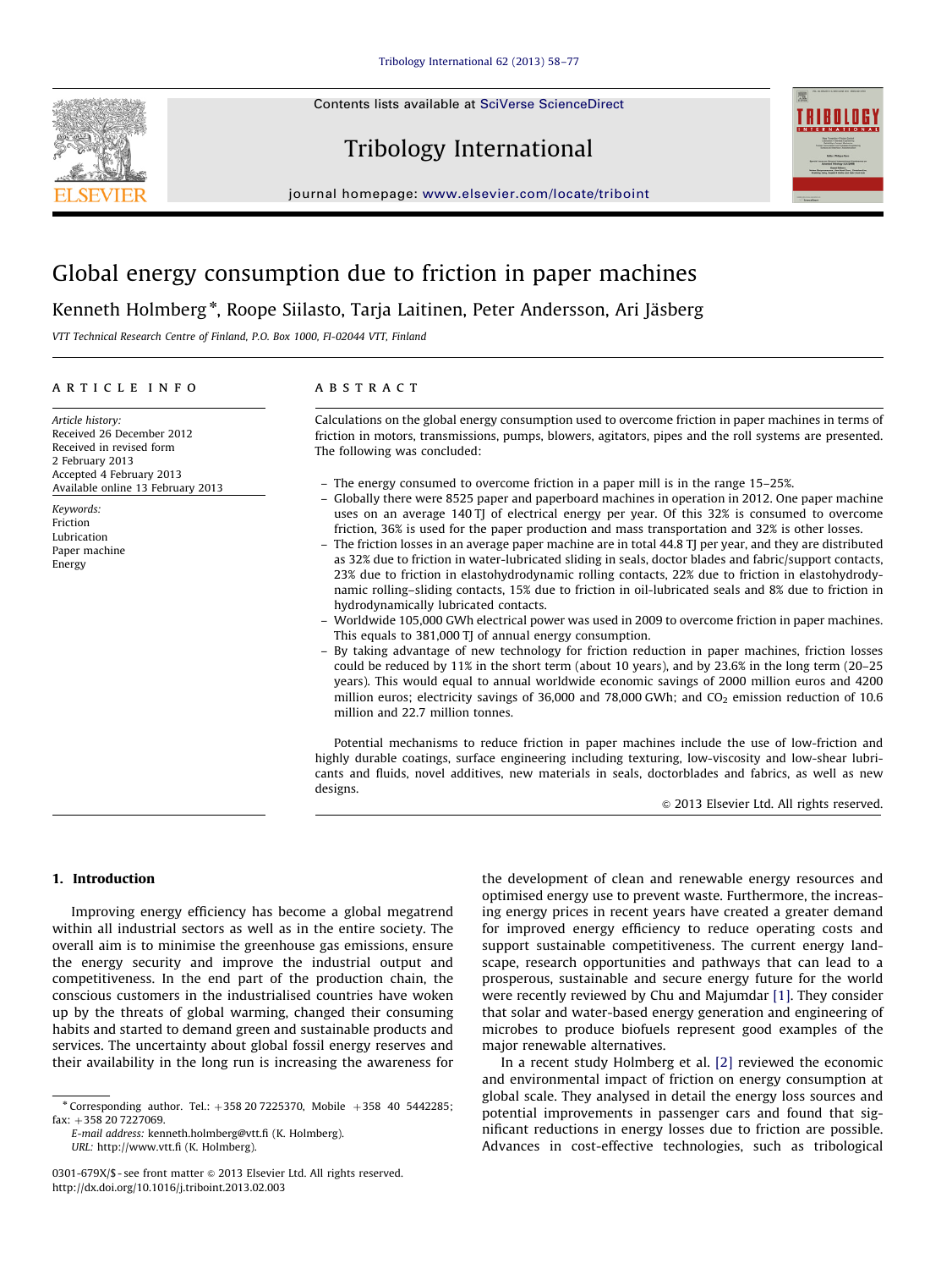# Global energy consumption due to friction in paper machines

Kenneth Holmberg *, Roope Siilasto, Tarja Laitinen, Peter Andersson, Ari Jäsberg

*VTT Technical Research Centre of Finland, P.O. Box 1000, FI-02044 VTT, Finland*

## ARTICLE INFO

*Article history:*
Received 26 December 2012
Received in revised form
2 February 2013
Accepted 4 February 2013
Available online 13 February 2013

*Keywords:*
Friction
Lubrication
Paper machine
Energy

## ABSTRACT

Calculations on the global energy consumption used to overcome friction in paper machines in terms of friction in motors, transmissions, pumps, blowers, agitators, pipes and the roll systems are presented. The following was concluded:

- The energy consumed to overcome friction in a paper mill is in the range 15–25%.
- Globally there were 8525 paper and paperboard machines in operation in 2012. One paper machine uses on an average 140 TJ of electrical energy per year. Of this 32% is consumed to overcome friction, 36% is used for the paper production and mass transportation and 32% is other losses.
- The friction losses in an average paper machine are in total 44.8 TJ per year, and they are distributed as 32% due to friction in water-lubricated sliding in seals, doctor blades and fabric/support contacts, 23% due to friction in elastohydrodynamic rolling contacts, 22% due to friction in elastohydrodynamic rolling–sliding contacts, 15% due to friction in oil-lubricated seals and 8% due to friction in hydrodynamically lubricated contacts.
- Worldwide 105,000 GWh electrical power was used in 2009 to overcome friction in paper machines. This equals to 381,000 TJ of annual energy consumption.
- By taking advantage of new technology for friction reduction in paper machines, friction losses could be reduced by 11% in the short term (about 10 years), and by 23.6% in the long term (20–25 years). This would equal to annual worldwide economic savings of 2000 million euros and 4200 million euros; electricity savings of 36,000 and 78,000 GWh; and $CO_2$ emission reduction of 10.6 million and 22.7 million tonnes.

Potential mechanisms to reduce friction in paper machines include the use of low-friction and highly durable coatings, surface engineering including texturing, low-viscosity and low-shear lubricants and fluids, novel additives, new materials in seals, doctorblades and fabrics, as well as new designs.

© 2013 Elsevier Ltd. All rights reserved.

## 1. Introduction

Improving energy efficiency has become a global megatrend within all industrial sectors as well as in the entire society. The overall aim is to minimise the greenhouse gas emissions, ensure the energy security and improve the industrial output and competitiveness. In the end part of the production chain, the conscious customers in the industrialised countries have woken up by the threats of global warming, changed their consuming habits and started to demand green and sustainable products and services. The uncertainty about global fossil energy reserves and their availability in the long run is increasing the awareness for the development of clean and renewable energy resources and optimised energy use to prevent waste. Furthermore, the increasing energy prices in recent years have created a greater demand for improved energy efficiency to reduce operating costs and support sustainable competitiveness. The current energy landscape, research opportunities and pathways that can lead to a prosperous, sustainable and secure energy future for the world were recently reviewed by Chu and Majumdar [1]. They consider that solar and water-based energy generation and engineering of microbes to produce biofuels represent good examples of the major renewable alternatives.

In a recent study Holmberg et al. [2] reviewed the economic and environmental impact of friction on energy consumption at global scale. They analysed in detail the energy loss sources and potential improvements in passenger cars and found that significant reductions in energy losses due to friction are possible. Advances in cost-effective technologies, such as tribological

* Corresponding author. Tel.: +358 20 7225370, Mobile +358 40 5442285; fax: +358 20 7227069.
E-mail address: kenneth.holmberg@vtt.fi (K. Holmberg).
URL: http://www.vtt.fi (K. Holmberg).

0301-679X/$ - see front matter © 2013 Elsevier Ltd. All rights reserved.
http://dx.doi.org/10.1016/j.triboint.2013.02.003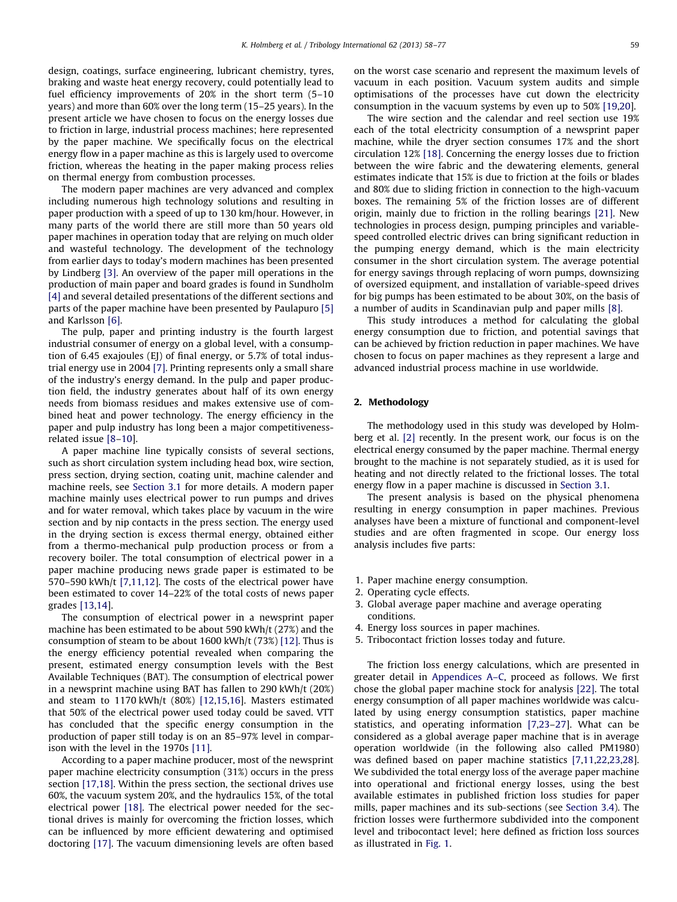design, coatings, surface engineering, lubricant chemistry, tyres, braking and waste heat energy recovery, could potentially lead to fuel efficiency improvements of 20% in the short term (5–10 years) and more than 60% over the long term (15–25 years). In the present article we have chosen to focus on the energy losses due to friction in large, industrial process machines; here represented by the paper machine. We specifically focus on the electrical energy flow in a paper machine as this is largely used to overcome friction, whereas the heating in the paper making process relies on thermal energy from combustion processes.

The modern paper machines are very advanced and complex including numerous high technology solutions and resulting in paper production with a speed of up to 130 km/hour. However, in many parts of the world there are still more than 50 years old paper machines in operation today that are relying on much older and wasteful technology. The development of the technology from earlier days to today's modern machines has been presented by Lindberg [3]. An overview of the paper mill operations in the production of main paper and board grades is found in Sundholm [4] and several detailed presentations of the different sections and parts of the paper machine have been presented by Paulapuro [5] and Karlsson [6].

The pulp, paper and printing industry is the fourth largest industrial consumer of energy on a global level, with a consumption of 6.45 exajoules (EJ) of final energy, or 5.7% of total industrial energy use in 2004 [7]. Printing represents only a small share of the industry's energy demand. In the pulp and paper production field, the industry generates about half of its own energy needs from biomass residues and makes extensive use of combined heat and power technology. The energy efficiency in the paper and pulp industry has long been a major competitiveness-related issue [8–10].

A paper machine line typically consists of several sections, such as short circulation system including head box, wire section, press section, drying section, coating unit, machine calender and machine reels, see Section 3.1 for more details. A modern paper machine mainly uses electrical power to run pumps and drives and for water removal, which takes place by vacuum in the wire section and by nip contacts in the press section. The energy used in the drying section is excess thermal energy, obtained either from a thermo-mechanical pulp production process or from a recovery boiler. The total consumption of electrical power in a paper machine producing news grade paper is estimated to be 570–590 kWh/t [7,11,12]. The costs of the electrical power have been estimated to cover 14–22% of the total costs of news paper grades [13,14].

The consumption of electrical power in a newsprint paper machine has been estimated to be about 590 kWh/t (27%) and the consumption of steam to be about 1600 kWh/t (73%) [12]. Thus is the energy efficiency potential revealed when comparing the present, estimated energy consumption levels with the Best Available Techniques (BAT). The consumption of electrical power in a newsprint machine using BAT has fallen to 290 kWh/t (20%) and steam to 1170 kWh/t (80%) [12,15,16]. Masters estimated that 50% of the electrical power used today could be saved. VTT has concluded that the specific energy consumption in the production of paper still today is on an 85–97% level in comparison with the level in the 1970s [11].

According to a paper machine producer, most of the newsprint paper machine electricity consumption (31%) occurs in the press section [17,18]. Within the press section, the sectional drives use 60%, the vacuum system 20%, and the hydraulics 15%, of the total electrical power [18]. The electrical power needed for the sectional drives is mainly for overcoming the friction losses, which can be influenced by more efficient dewatering and optimised doctoring [17]. The vacuum dimensioning levels are often based on the worst case scenario and represent the maximum levels of vacuum in each position. Vacuum system audits and simple optimisations of the processes have cut down the electricity consumption in the vacuum systems by even up to 50% [19,20].

The wire section and the calendar and reel section use 19% each of the total electricity consumption of a newsprint paper machine, while the dryer section consumes 17% and the short circulation 12% [18]. Concerning the energy losses due to friction between the wire fabric and the dewatering elements, general estimates indicate that 15% is due to friction at the foils or blades and 80% due to sliding friction in connection to the high-vacuum boxes. The remaining 5% of the friction losses are of different origin, mainly due to friction in the rolling bearings [21]. New technologies in process design, pumping principles and variable-speed controlled electric drives can bring significant reduction in the pumping energy demand, which is the main electricity consumer in the short circulation system. The average potential for energy savings through replacing of worn pumps, downsizing of oversized equipment, and installation of variable-speed drives for big pumps has been estimated to be about 30%, on the basis of a number of audits in Scandinavian pulp and paper mills [8].

This study introduces a method for calculating the global energy consumption due to friction, and potential savings that can be achieved by friction reduction in paper machines. We have chosen to focus on paper machines as they represent a large and advanced industrial process machine in use worldwide.

## 2. Methodology

The methodology used in this study was developed by Holmberg et al. [2] recently. In the present work, our focus is on the electrical energy consumed by the paper machine. Thermal energy brought to the machine is not separately studied, as it is used for heating and not directly related to the frictional losses. The total energy flow in a paper machine is discussed in Section 3.1.

The present analysis is based on the physical phenomena resulting in energy consumption in paper machines. Previous analyses have been a mixture of functional and component-level studies and are often fragmented in scope. Our energy loss analysis includes five parts:

1. Paper machine energy consumption.
2. Operating cycle effects.
3. Global average paper machine and average operating conditions.
4. Energy loss sources in paper machines.
5. Tribocontact friction losses today and future.

The friction loss energy calculations, which are presented in greater detail in Appendices A–C, proceed as follows. We first chose the global paper machine stock for analysis [22]. The total energy consumption of all paper machines worldwide was calculated by using energy consumption statistics, paper machine statistics, and operating information [7,23–27]. What can be considered as a global average paper machine that is in average operation worldwide (in the following also called PM1980) was defined based on paper machine statistics [7,11,22,23,28]. We subdivided the total energy loss of the average paper machine into operational and frictional energy losses, using the best available estimates in published friction loss studies for paper mills, paper machines and its sub-sections (see Section 3.4). The friction losses were furthermore subdivided into the component level and tribocontact level; here defined as friction loss sources as illustrated in Fig. 1.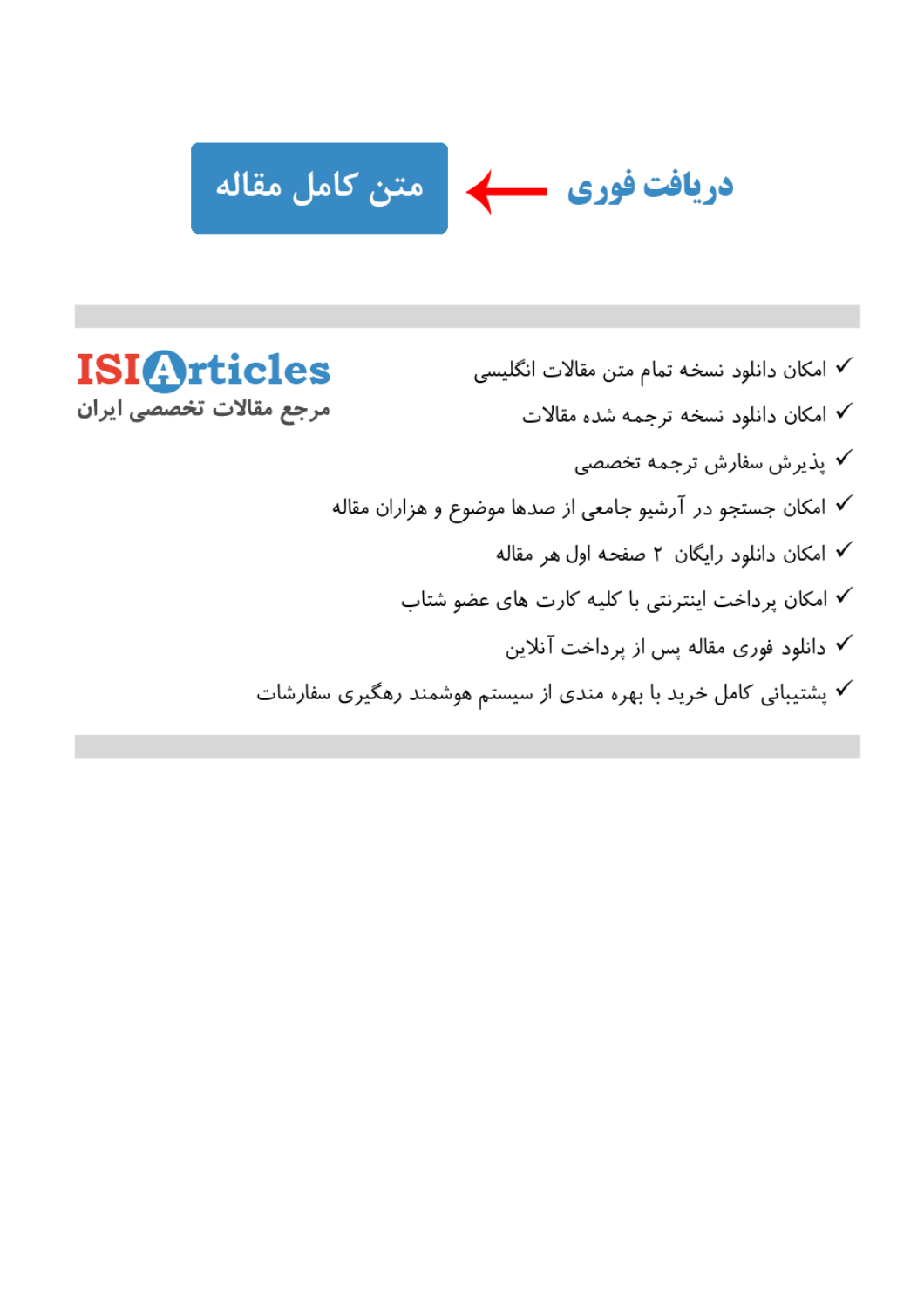دریافت فوری ← متن کامل مقاله

**ISIArticles**
مرجع مقالات تخصصی ایران

- ✓ امکان دانلود نسخه تمام متن مقالات انگلیسی
- ✓ امکان دانلود نسخه ترجمه شده مقالات
- ✓ پذیرش سفارش ترجمه تخصصی
- ✓ امکان جستجو در آرشیو جامعی از صدها موضوع و هزاران مقاله
- ✓ امکان دانلود رایگان ۲ صفحه اول هر مقاله
- ✓ امکان پرداخت اینترنتی با کلیه کارت های عضو شتاب
- ✓ دانلود فوری مقاله پس از پرداخت آنلاین
- ✓ پشتیبانی کامل خرید با بهره مندی از سیستم هوشمند رهگیری سفارشات